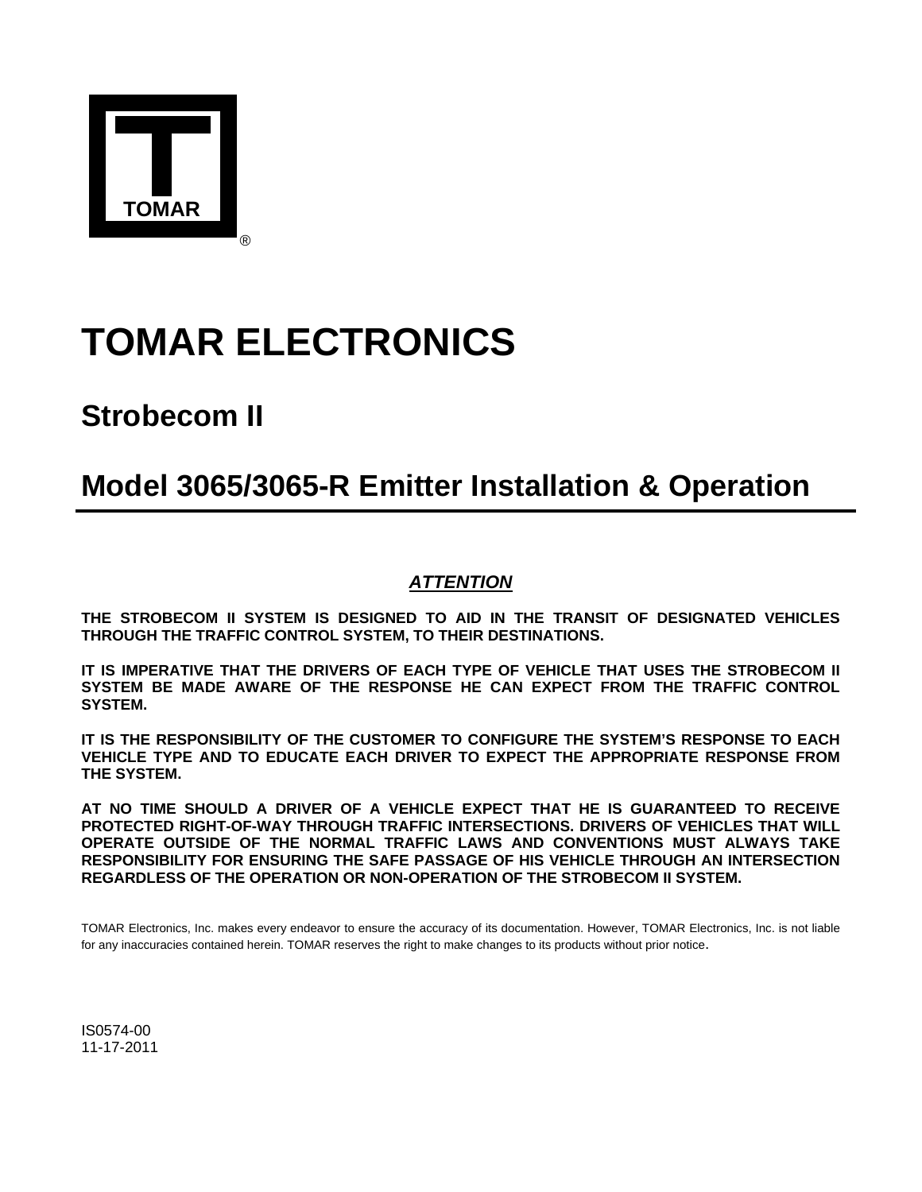TOMAR®

# TOMAR ELECTRONICS

## Strobecom II

## Model 3065/3065-R Emitter Installation & Operation

***ATTENTION***

**THE STROBECOM II SYSTEM IS DESIGNED TO AID IN THE TRANSIT OF DESIGNATED VEHICLES THROUGH THE TRAFFIC CONTROL SYSTEM, TO THEIR DESTINATIONS.**

**IT IS IMPERATIVE THAT THE DRIVERS OF EACH TYPE OF VEHICLE THAT USES THE STROBECOM II SYSTEM BE MADE AWARE OF THE RESPONSE HE CAN EXPECT FROM THE TRAFFIC CONTROL SYSTEM.**

**IT IS THE RESPONSIBILITY OF THE CUSTOMER TO CONFIGURE THE SYSTEM'S RESPONSE TO EACH VEHICLE TYPE AND TO EDUCATE EACH DRIVER TO EXPECT THE APPROPRIATE RESPONSE FROM THE SYSTEM.**

**AT NO TIME SHOULD A DRIVER OF A VEHICLE EXPECT THAT HE IS GUARANTEED TO RECEIVE PROTECTED RIGHT-OF-WAY THROUGH TRAFFIC INTERSECTIONS. DRIVERS OF VEHICLES THAT WILL OPERATE OUTSIDE OF THE NORMAL TRAFFIC LAWS AND CONVENTIONS MUST ALWAYS TAKE RESPONSIBILITY FOR ENSURING THE SAFE PASSAGE OF HIS VEHICLE THROUGH AN INTERSECTION REGARDLESS OF THE OPERATION OR NON-OPERATION OF THE STROBECOM II SYSTEM.**

TOMAR Electronics, Inc. makes every endeavor to ensure the accuracy of its documentation. However, TOMAR Electronics, Inc. is not liable for any inaccuracies contained herein. TOMAR reserves the right to make changes to its products without prior notice.

IS0574-00
11-17-2011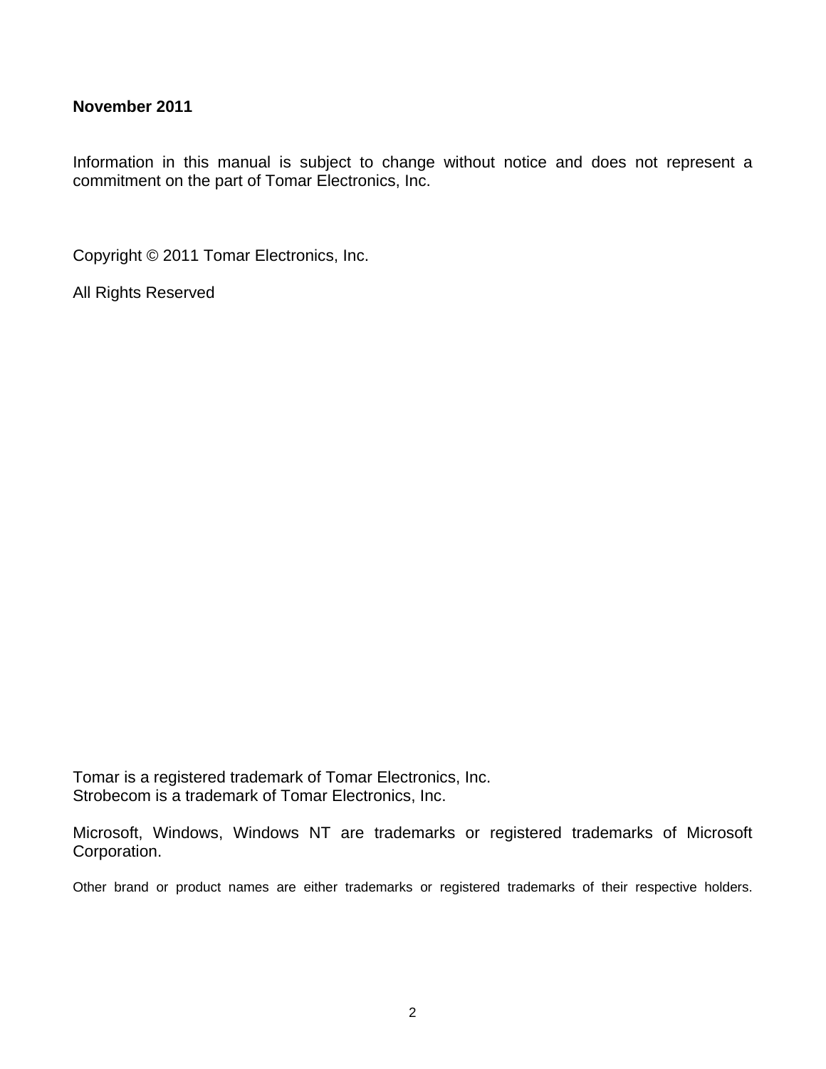**November 2011**

Information in this manual is subject to change without notice and does not represent a commitment on the part of Tomar Electronics, Inc.

Copyright © 2011 Tomar Electronics, Inc.

All Rights Reserved

Tomar is a registered trademark of Tomar Electronics, Inc.
Strobecom is a trademark of Tomar Electronics, Inc.

Microsoft, Windows, Windows NT are trademarks or registered trademarks of Microsoft Corporation.

Other brand or product names are either trademarks or registered trademarks of their respective holders.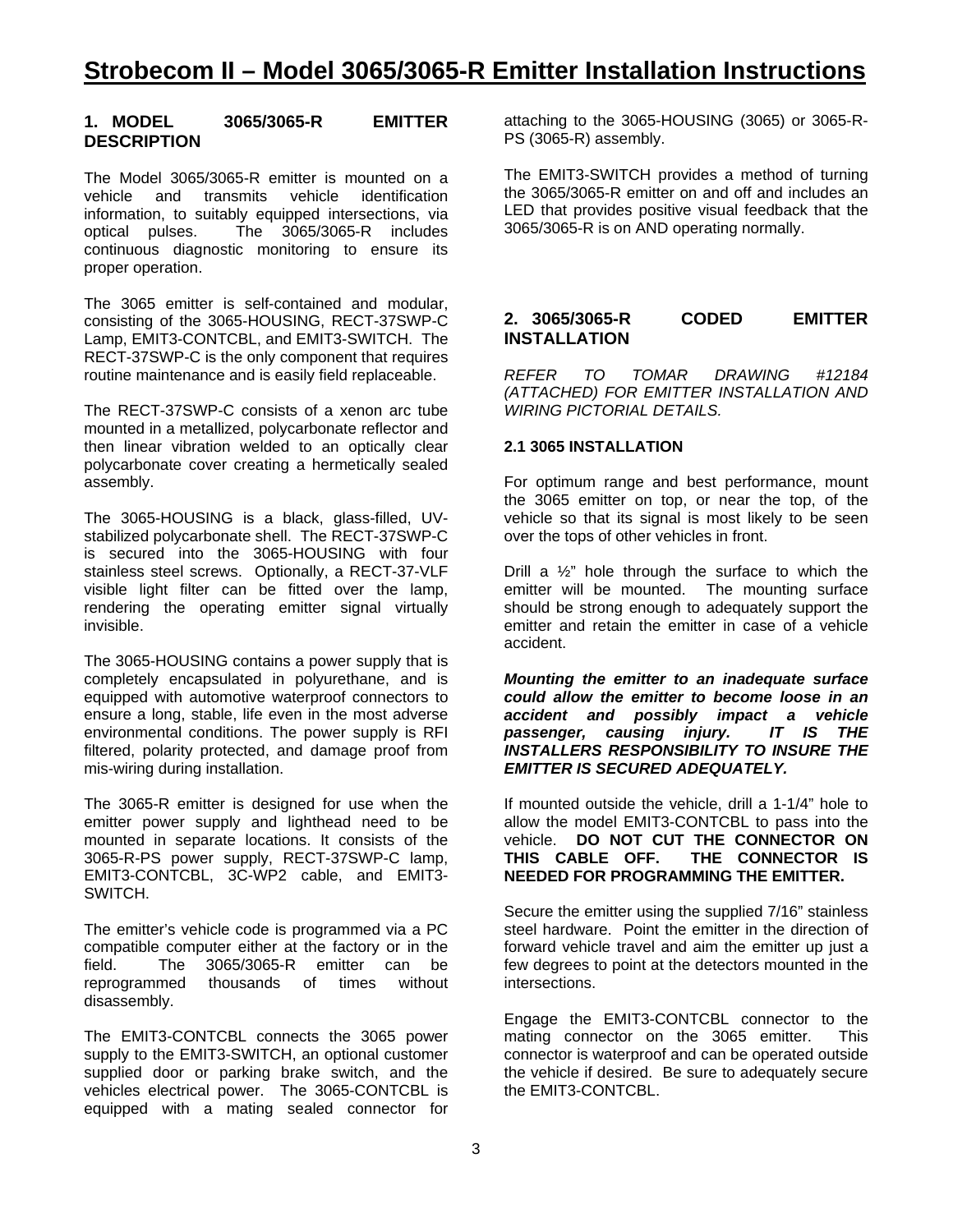# Strobecom II – Model 3065/3065-R Emitter Installation Instructions

## 1. MODEL 3065/3065-R EMITTER DESCRIPTION

The Model 3065/3065-R emitter is mounted on a vehicle and transmits vehicle identification information, to suitably equipped intersections, via optical pulses. The 3065/3065-R includes continuous diagnostic monitoring to ensure its proper operation.

The 3065 emitter is self-contained and modular, consisting of the 3065-HOUSING, RECT-37SWP-C Lamp, EMIT3-CONTCBL, and EMIT3-SWITCH. The RECT-37SWP-C is the only component that requires routine maintenance and is easily field replaceable.

The RECT-37SWP-C consists of a xenon arc tube mounted in a metallized, polycarbonate reflector and then linear vibration welded to an optically clear polycarbonate cover creating a hermetically sealed assembly.

The 3065-HOUSING is a black, glass-filled, UV-stabilized polycarbonate shell. The RECT-37SWP-C is secured into the 3065-HOUSING with four stainless steel screws. Optionally, a RECT-37-VLF visible light filter can be fitted over the lamp, rendering the operating emitter signal virtually invisible.

The 3065-HOUSING contains a power supply that is completely encapsulated in polyurethane, and is equipped with automotive waterproof connectors to ensure a long, stable, life even in the most adverse environmental conditions. The power supply is RFI filtered, polarity protected, and damage proof from mis-wiring during installation.

The 3065-R emitter is designed for use when the emitter power supply and lighthead need to be mounted in separate locations. It consists of the 3065-R-PS power supply, RECT-37SWP-C lamp, EMIT3-CONTCBL, 3C-WP2 cable, and EMIT3-SWITCH.

The emitter's vehicle code is programmed via a PC compatible computer either at the factory or in the field. The 3065/3065-R emitter can be reprogrammed thousands of times without disassembly.

The EMIT3-CONTCBL connects the 3065 power supply to the EMIT3-SWITCH, an optional customer supplied door or parking brake switch, and the vehicles electrical power. The 3065-CONTCBL is equipped with a mating sealed connector for attaching to the 3065-HOUSING (3065) or 3065-R-PS (3065-R) assembly.

The EMIT3-SWITCH provides a method of turning the 3065/3065-R emitter on and off and includes an LED that provides positive visual feedback that the 3065/3065-R is on AND operating normally.

## 2. 3065/3065-R CODED EMITTER INSTALLATION

*REFER TO TOMAR DRAWING #12184 (ATTACHED) FOR EMITTER INSTALLATION AND WIRING PICTORIAL DETAILS.*

### 2.1 3065 INSTALLATION

For optimum range and best performance, mount the 3065 emitter on top, or near the top, of the vehicle so that its signal is most likely to be seen over the tops of other vehicles in front.

Drill a ½" hole through the surface to which the emitter will be mounted. The mounting surface should be strong enough to adequately support the emitter and retain the emitter in case of a vehicle accident.

***Mounting the emitter to an inadequate surface could allow the emitter to become loose in an accident and possibly impact a vehicle passenger, causing injury. IT IS THE INSTALLERS RESPONSIBILITY TO INSURE THE EMITTER IS SECURED ADEQUATELY.***

If mounted outside the vehicle, drill a 1-1/4" hole to allow the model EMIT3-CONTCBL to pass into the vehicle. **DO NOT CUT THE CONNECTOR ON THIS CABLE OFF. THE CONNECTOR IS NEEDED FOR PROGRAMMING THE EMITTER.**

Secure the emitter using the supplied 7/16" stainless steel hardware. Point the emitter in the direction of forward vehicle travel and aim the emitter up just a few degrees to point at the detectors mounted in the intersections.

Engage the EMIT3-CONTCBL connector to the mating connector on the 3065 emitter. This connector is waterproof and can be operated outside the vehicle if desired. Be sure to adequately secure the EMIT3-CONTCBL.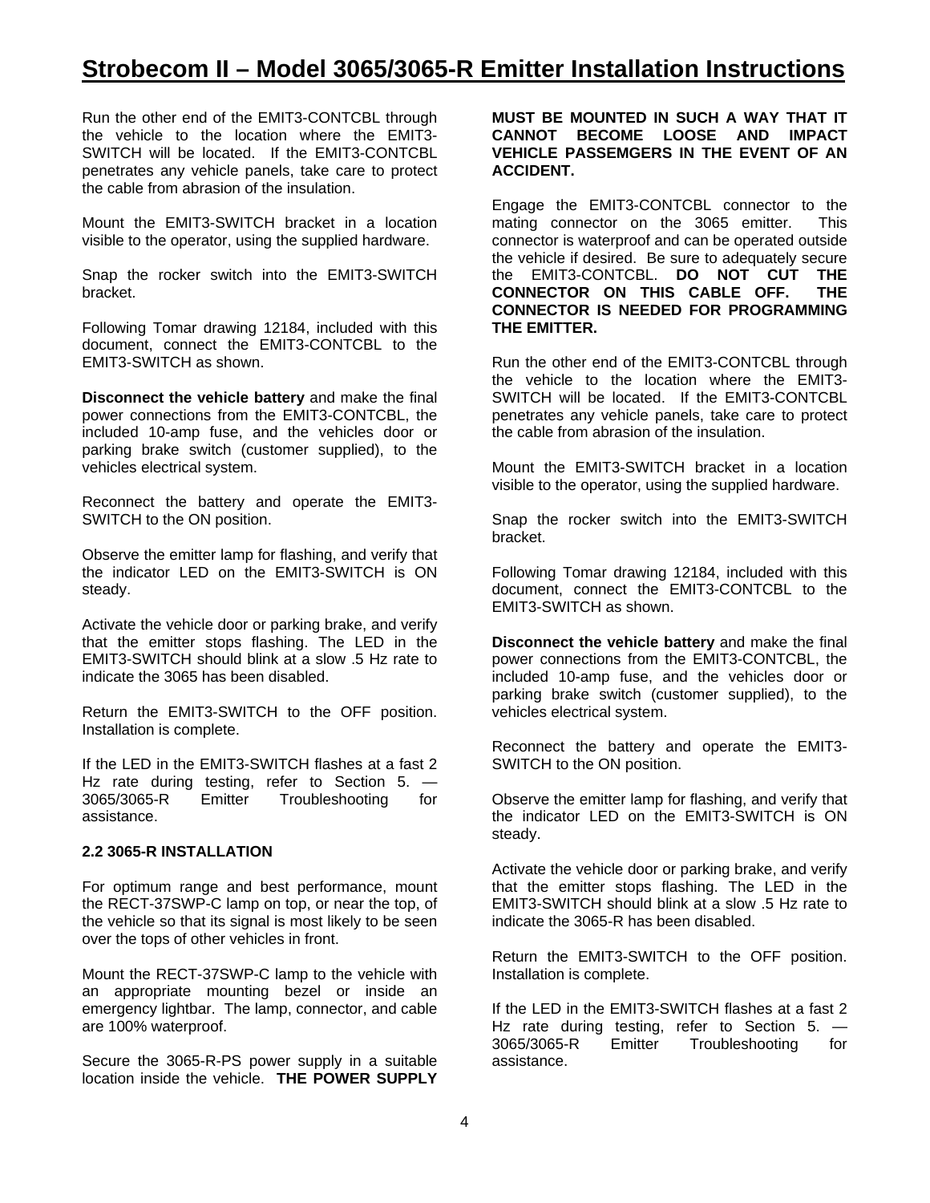# Strobecom II – Model 3065/3065-R Emitter Installation Instructions

Run the other end of the EMIT3-CONTCBL through the vehicle to the location where the EMIT3-SWITCH will be located. If the EMIT3-CONTCBL penetrates any vehicle panels, take care to protect the cable from abrasion of the insulation.

Mount the EMIT3-SWITCH bracket in a location visible to the operator, using the supplied hardware.

Snap the rocker switch into the EMIT3-SWITCH bracket.

Following Tomar drawing 12184, included with this document, connect the EMIT3-CONTCBL to the EMIT3-SWITCH as shown.

**Disconnect the vehicle battery** and make the final power connections from the EMIT3-CONTCBL, the included 10-amp fuse, and the vehicles door or parking brake switch (customer supplied), to the vehicles electrical system.

Reconnect the battery and operate the EMIT3-SWITCH to the ON position.

Observe the emitter lamp for flashing, and verify that the indicator LED on the EMIT3-SWITCH is ON steady.

Activate the vehicle door or parking brake, and verify that the emitter stops flashing. The LED in the EMIT3-SWITCH should blink at a slow .5 Hz rate to indicate the 3065 has been disabled.

Return the EMIT3-SWITCH to the OFF position. Installation is complete.

If the LED in the EMIT3-SWITCH flashes at a fast 2 Hz rate during testing, refer to Section 5. — 3065/3065-R Emitter Troubleshooting for assistance.

### 2.2 3065-R INSTALLATION

For optimum range and best performance, mount the RECT-37SWP-C lamp on top, or near the top, of the vehicle so that its signal is most likely to be seen over the tops of other vehicles in front.

Mount the RECT-37SWP-C lamp to the vehicle with an appropriate mounting bezel or inside an emergency lightbar. The lamp, connector, and cable are 100% waterproof.

Secure the 3065-R-PS power supply in a suitable location inside the vehicle. **THE POWER SUPPLY MUST BE MOUNTED IN SUCH A WAY THAT IT CANNOT BECOME LOOSE AND IMPACT VEHICLE PASSEMGERS IN THE EVENT OF AN ACCIDENT.**

Engage the EMIT3-CONTCBL connector to the mating connector on the 3065 emitter. This connector is waterproof and can be operated outside the vehicle if desired. Be sure to adequately secure the EMIT3-CONTCBL. **DO NOT CUT THE CONNECTOR ON THIS CABLE OFF. THE CONNECTOR IS NEEDED FOR PROGRAMMING THE EMITTER.**

Run the other end of the EMIT3-CONTCBL through the vehicle to the location where the EMIT3-SWITCH will be located. If the EMIT3-CONTCBL penetrates any vehicle panels, take care to protect the cable from abrasion of the insulation.

Mount the EMIT3-SWITCH bracket in a location visible to the operator, using the supplied hardware.

Snap the rocker switch into the EMIT3-SWITCH bracket.

Following Tomar drawing 12184, included with this document, connect the EMIT3-CONTCBL to the EMIT3-SWITCH as shown.

**Disconnect the vehicle battery** and make the final power connections from the EMIT3-CONTCBL, the included 10-amp fuse, and the vehicles door or parking brake switch (customer supplied), to the vehicles electrical system.

Reconnect the battery and operate the EMIT3-SWITCH to the ON position.

Observe the emitter lamp for flashing, and verify that the indicator LED on the EMIT3-SWITCH is ON steady.

Activate the vehicle door or parking brake, and verify that the emitter stops flashing. The LED in the EMIT3-SWITCH should blink at a slow .5 Hz rate to indicate the 3065-R has been disabled.

Return the EMIT3-SWITCH to the OFF position. Installation is complete.

If the LED in the EMIT3-SWITCH flashes at a fast 2 Hz rate during testing, refer to Section 5. — 3065/3065-R Emitter Troubleshooting for assistance.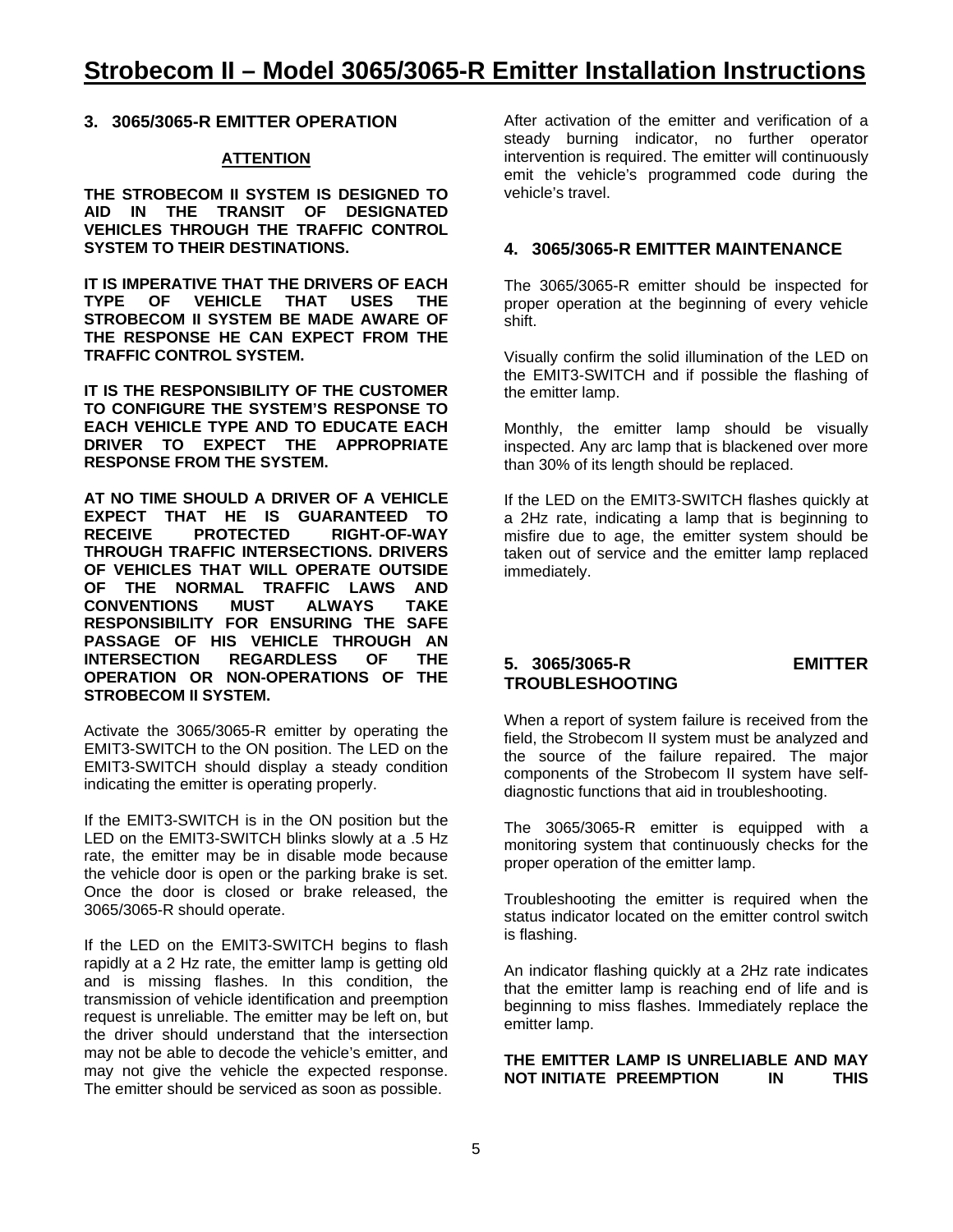# Strobecom II – Model 3065/3065-R Emitter Installation Instructions

## 3. 3065/3065-R EMITTER OPERATION

**ATTENTION**

**THE STROBECOM II SYSTEM IS DESIGNED TO AID IN THE TRANSIT OF DESIGNATED VEHICLES THROUGH THE TRAFFIC CONTROL SYSTEM TO THEIR DESTINATIONS.**

**IT IS IMPERATIVE THAT THE DRIVERS OF EACH TYPE OF VEHICLE THAT USES THE STROBECOM II SYSTEM BE MADE AWARE OF THE RESPONSE HE CAN EXPECT FROM THE TRAFFIC CONTROL SYSTEM.**

**IT IS THE RESPONSIBILITY OF THE CUSTOMER TO CONFIGURE THE SYSTEM'S RESPONSE TO EACH VEHICLE TYPE AND TO EDUCATE EACH DRIVER TO EXPECT THE APPROPRIATE RESPONSE FROM THE SYSTEM.**

**AT NO TIME SHOULD A DRIVER OF A VEHICLE EXPECT THAT HE IS GUARANTEED TO RECEIVE PROTECTED RIGHT-OF-WAY THROUGH TRAFFIC INTERSECTIONS. DRIVERS OF VEHICLES THAT WILL OPERATE OUTSIDE OF THE NORMAL TRAFFIC LAWS AND CONVENTIONS MUST ALWAYS TAKE RESPONSIBILITY FOR ENSURING THE SAFE PASSAGE OF HIS VEHICLE THROUGH AN INTERSECTION REGARDLESS OF THE OPERATION OR NON-OPERATIONS OF THE STROBECOM II SYSTEM.**

Activate the 3065/3065-R emitter by operating the EMIT3-SWITCH to the ON position. The LED on the EMIT3-SWITCH should display a steady condition indicating the emitter is operating properly.

If the EMIT3-SWITCH is in the ON position but the LED on the EMIT3-SWITCH blinks slowly at a .5 Hz rate, the emitter may be in disable mode because the vehicle door is open or the parking brake is set. Once the door is closed or brake released, the 3065/3065-R should operate.

If the LED on the EMIT3-SWITCH begins to flash rapidly at a 2 Hz rate, the emitter lamp is getting old and is missing flashes. In this condition, the transmission of vehicle identification and preemption request is unreliable. The emitter may be left on, but the driver should understand that the intersection may not be able to decode the vehicle's emitter, and may not give the vehicle the expected response. The emitter should be serviced as soon as possible.

After activation of the emitter and verification of a steady burning indicator, no further operator intervention is required. The emitter will continuously emit the vehicle's programmed code during the vehicle's travel.

## 4. 3065/3065-R EMITTER MAINTENANCE

The 3065/3065-R emitter should be inspected for proper operation at the beginning of every vehicle shift.

Visually confirm the solid illumination of the LED on the EMIT3-SWITCH and if possible the flashing of the emitter lamp.

Monthly, the emitter lamp should be visually inspected. Any arc lamp that is blackened over more than 30% of its length should be replaced.

If the LED on the EMIT3-SWITCH flashes quickly at a 2Hz rate, indicating a lamp that is beginning to misfire due to age, the emitter system should be taken out of service and the emitter lamp replaced immediately.

## 5. 3065/3065-R EMITTER TROUBLESHOOTING

When a report of system failure is received from the field, the Strobecom II system must be analyzed and the source of the failure repaired. The major components of the Strobecom II system have self-diagnostic functions that aid in troubleshooting.

The 3065/3065-R emitter is equipped with a monitoring system that continuously checks for the proper operation of the emitter lamp.

Troubleshooting the emitter is required when the status indicator located on the emitter control switch is flashing.

An indicator flashing quickly at a 2Hz rate indicates that the emitter lamp is reaching end of life and is beginning to miss flashes. Immediately replace the emitter lamp.

**THE EMITTER LAMP IS UNRELIABLE AND MAY NOT INITIATE PREEMPTION IN THIS**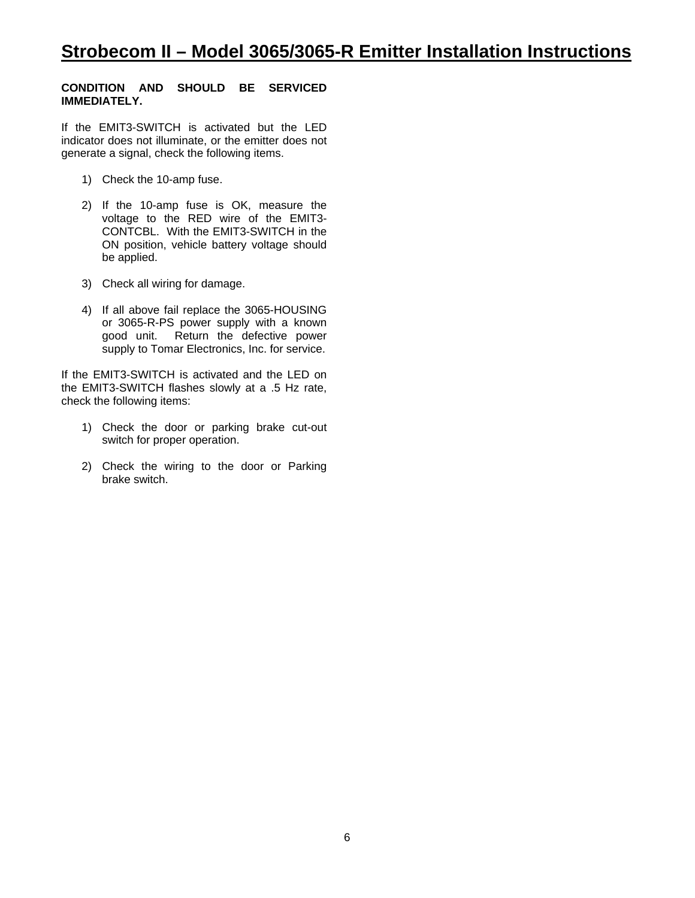**CONDITION AND SHOULD BE SERVICED IMMEDIATELY.**

If the EMIT3-SWITCH is activated but the LED indicator does not illuminate, or the emitter does not generate a signal, check the following items.

1) Check the 10-amp fuse.

2) If the 10-amp fuse is OK, measure the voltage to the RED wire of the EMIT3-CONTCBL. With the EMIT3-SWITCH in the ON position, vehicle battery voltage should be applied.

3) Check all wiring for damage.

4) If all above fail replace the 3065-HOUSING or 3065-R-PS power supply with a known good unit. Return the defective power supply to Tomar Electronics, Inc. for service.

If the EMIT3-SWITCH is activated and the LED on the EMIT3-SWITCH flashes slowly at a .5 Hz rate, check the following items:

1) Check the door or parking brake cut-out switch for proper operation.

2) Check the wiring to the door or Parking brake switch.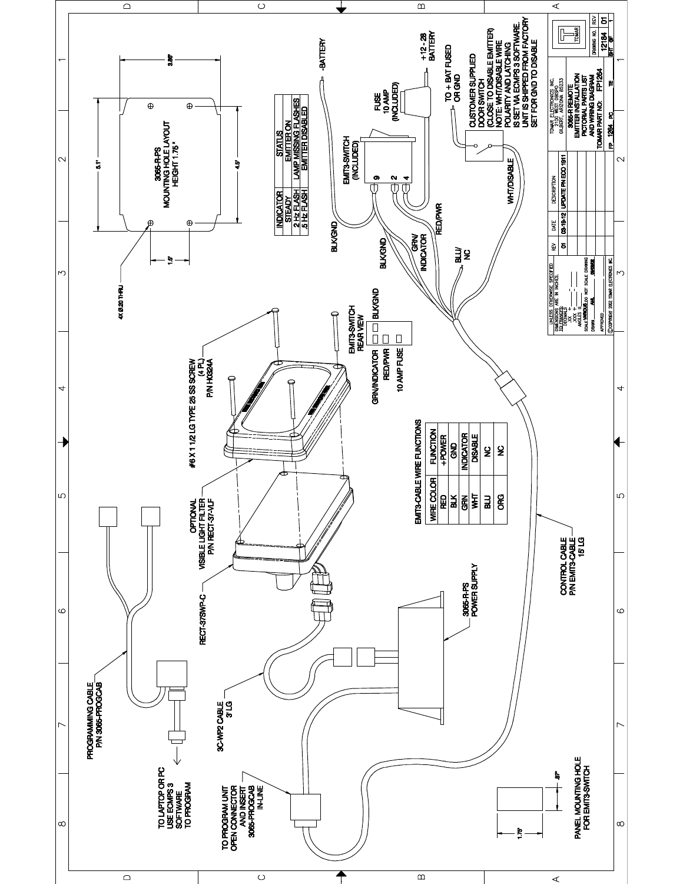3065-R-PS
MOUNTING HOLE LAYOUT
HEIGHT 1.75"

5.1"
3.88"
4.5"
1.5"
4X Ø.20 THRU

| INDICATOR | STATUS |
|---|---|
| STEADY | EMITTER ON |
| 2 Hz FLASH | LAMP MISSING FLASHES |
| .5 Hz FLASH | EMITTER DISABLED |

-BATTERY

+12 - 28
BATTERY

FUSE
10 AMP
(INCLUDED)

EMIT3-SWITCH
(INCLUDED)

9
2
4

TO + BAT FUSED
OR GND

CUSTOMER SUPPLIED
DOOR SWITCH
(CLOSE TO DISABLE EMITTER)
NOTE: WHT/DISABLE WIRE
POLARITY AND LATCHING
IS SET VIA ECMPS 3 SOFTWARE.
UNIT IS SHIPPED FROM FACTORY
SET FOR GND TO DISABLE

BLK/GND
BLK/GND
GRN/
INDICATOR
RED/PWR
BLU/
NC
WHT/DISABLE

EMIT3-SWITCH
REAR VIEW
BLK/GND
GRN/INDICATOR
RED/PWR
10 AMP FUSE

#6 X 1 1/2 LG TYPE 25 SS SCREW
(4 PL)
P/N H0324A

| EMIT3-CABLE WIRE FUNCTIONS | |
|---|---|
| WIRE COLOR | FUNCTION |
| RED | +POWER |
| BLK | GND |
| GRN | INDICATOR |
| WHT | DISABLE |
| BLU | NC |
| ORG | NC |

OPTIONAL
VISIBLE LIGHT FILTER
P/N RECT-37-VLF

RECT-37SWP-C

CONTROL CABLE
P/N EMIT3-CABLE
15' LG

3065-R-PS
POWER SUPPLY

PROGRAMMING CABLE
P/N 3065-PROGCAB

TO LAPTOP OR PC
USE ECMPS 3
SOFTWARE
TO PROGRAM

3C-WP2 CABLE
3' LG

TO PROGRAM UNIT
OPEN CONNECTOR
AND INSERT
3065-PROGCAB
IN-LINE

1.75"
.87"
PANEL MOUNTING HOLE
FOR EMIT3-SWITCH

UNLESS OTHERWISE SPECIFIED
DIMENSIONS ARE IN INCHES.
TOLERANCES:
DECIMALS
.XX ±
.XXX ±
ANGLES ±
SCALE DO NOT SCALE DRAWING
DRAWN
APPROVED
© COPYRIGHT 2002 TOMAR ELECTRONICS INC.

| REV | DATE | DESCRIPTION |
|---|---|---|
| 01 | 03-19-12 | UPDATE PN ECO 1911 |

TOMAR ELECTRONICS, INC.
2100 WEST OBISPO
GILBERT, ARIZONA 85233

3065-R REMOTE
EMITTER INSTALLATION
PICTORIAL PARTS LIST
AND WIRING DIAGRAM

TOMAR PART NO: FP1264
DRAWING NO. 12184 REV 01
SHT 1 OF 1
FP 1264 PC TE